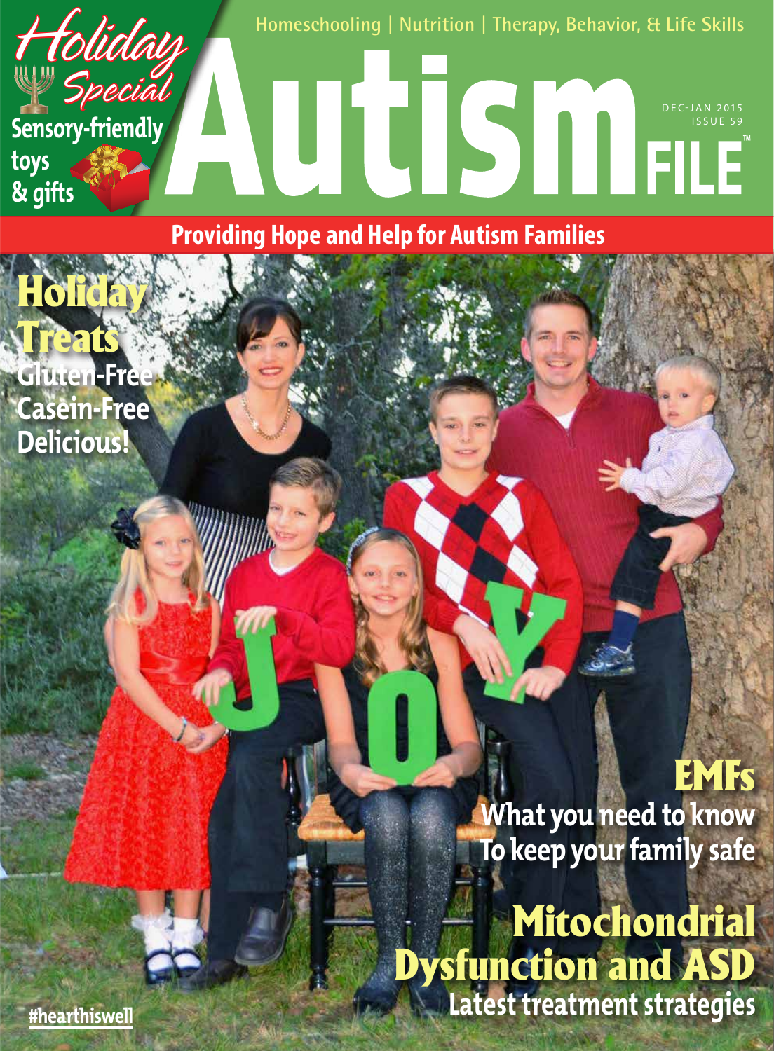Homeschooling | Nutrition | Therapy, Behavior, & Life Skills

# Autism FILE™

DEC-JAN 2015
ISSUE 59

**Holiday Special**

**Sensory-friendly toys & gifts**

**Providing Hope and Help for Autism Families**

## Holiday Treats

**Gluten-Free Casein-Free Delicious!**

## EMFs

**What you need to know To keep your family safe**

## Mitochondrial Dysfunction and ASD

**Latest treatment strategies**

#hearthiswell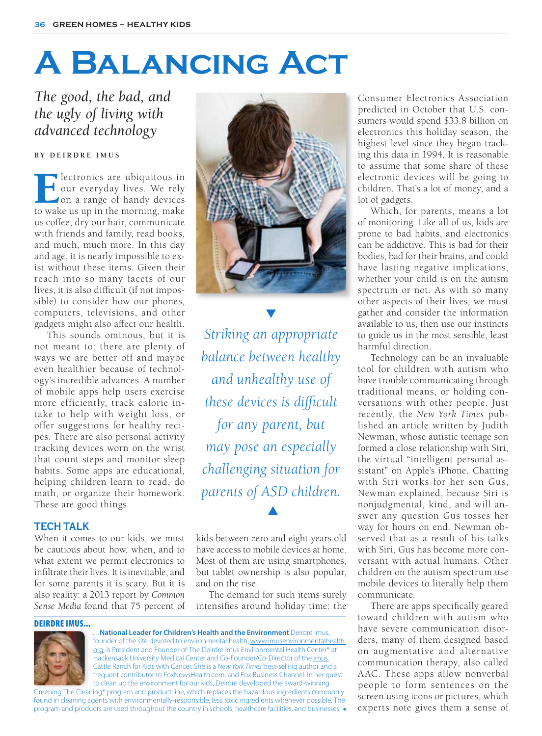# A Balancing Act

*The good, the bad, and the ugly of living with advanced technology*

BY DEIRDRE IMUS

Electronics are ubiquitous in our everyday lives. We rely on a range of handy devices to wake us up in the morning, make us coffee, dry our hair, communicate with friends and family, read books, and much, much more. In this day and age, it is nearly impossible to exist without these items. Given their reach into so many facets of our lives, it is also difficult (if not impossible) to consider how our phones, computers, televisions, and other gadgets might also affect our health.

This sounds ominous, but it is not meant to: there are plenty of ways we are better off and maybe even healthier because of technology's incredible advances. A number of mobile apps help users exercise more efficiently, track calorie intake to help with weight loss, or offer suggestions for healthy recipes. There are also personal activity tracking devices worn on the wrist that count steps and monitor sleep habits. Some apps are educational, helping children learn to read, do math, or organize their homework. These are good things.

*Striking an appropriate balance between healthy and unhealthy use of these devices is difficult for any parent, but may pose an especially challenging situation for parents of ASD children.*

## TECH TALK

When it comes to our kids, we must be cautious about how, when, and to what extent we permit electronics to infiltrate their lives. It is inevitable, and for some parents it is scary. But it is also reality: a 2013 report by *Common Sense Media* found that 75 percent of kids between zero and eight years old have access to mobile devices at home. Most of them are using smartphones, but tablet ownership is also popular, and on the rise.

The demand for such items surely intensifies around holiday time: the Consumer Electronics Association predicted in October that U.S. consumers would spend $33.8 billion on electronics this holiday season, the highest level since they began tracking this data in 1994. It is reasonable to assume that some share of these electronic devices will be going to children. That's a lot of money, and a lot of gadgets.

Which, for parents, means a lot of monitoring. Like all of us, kids are prone to bad habits, and electronics can be addictive. This is bad for their bodies, bad for their brains, and could have lasting negative implications, whether your child is on the autism spectrum or not. As with so many other aspects of their lives, we must gather and consider the information available to us, then use our instincts to guide us in the most sensible, least harmful direction.

Technology can be an invaluable tool for children with autism who have trouble communicating through traditional means, or holding conversations with other people. Just recently, the *New York Times* published an article written by Judith Newman, whose autistic teenage son formed a close relationship with Siri, the virtual "intelligent personal assistant" on Apple's iPhone. Chatting with Siri works for her son Gus, Newman explained, because Siri is nonjudgmental, kind, and will answer any question Gus tosses her way for hours on end. Newman observed that as a result of his talks with Siri, Gus has become more conversant with actual humans. Other children on the autism spectrum use mobile devices to literally help them communicate.

There are apps specifically geared toward children with autism who have severe communication disorders, many of them designed based on augmentative and alternative communication therapy, also called AAC. These apps allow nonverbal people to form sentences on the screen using icons or pictures, which experts note gives them a sense of

**DEIRDRE IMUS...**

...**National Leader for Children's Health and the Environment** Deirdre Imus, founder of the site devoted to environmental health, www.imusenvironmentalhealth.org, is President and Founder of The Deirdre Imus Environmental Health Center® at Hackensack University Medical Center and Co-Founder/Co-Director of the Imus Cattle Ranch for Kids with Cancer. She is a *New York Times* best-selling author and a frequent contributor to FoxNewsHealth.com, and Fox Business Channel. In her quest to clean up the environment for our kids, Deirdre developed the award-winning Greening The Cleaning® program and product line, which replaces the hazardous ingredients commonly found in cleaning agents with environmentally-responsible, less toxic ingredients whenever possible. The program and products are used throughout the country in schools, healthcare facilities, and businesses.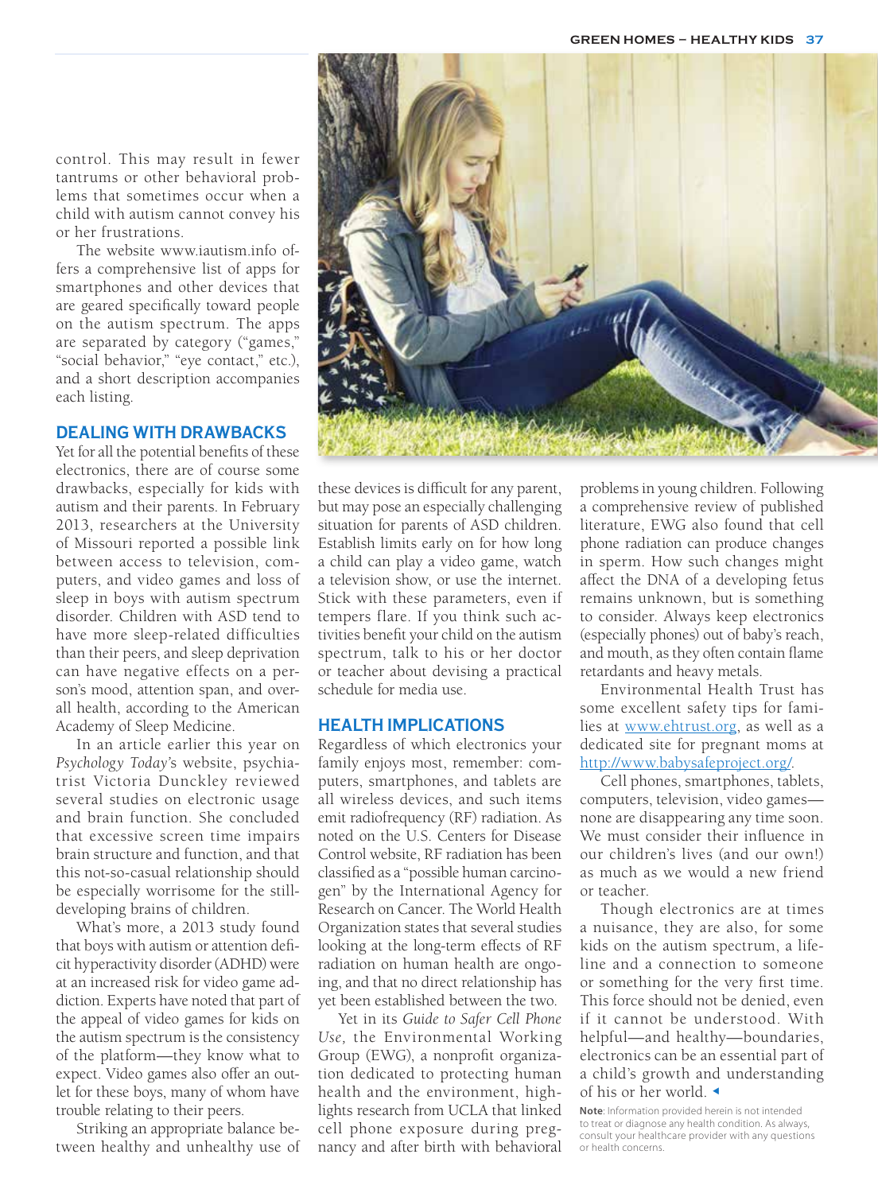control. This may result in fewer tantrums or other behavioral problems that sometimes occur when a child with autism cannot convey his or her frustrations.

The website www.iautism.info offers a comprehensive list of apps for smartphones and other devices that are geared specifically toward people on the autism spectrum. The apps are separated by category ("games," "social behavior," "eye contact," etc.), and a short description accompanies each listing.

## DEALING WITH DRAWBACKS

Yet for all the potential benefits of these electronics, there are of course some drawbacks, especially for kids with autism and their parents. In February 2013, researchers at the University of Missouri reported a possible link between access to television, computers, and video games and loss of sleep in boys with autism spectrum disorder. Children with ASD tend to have more sleep-related difficulties than their peers, and sleep deprivation can have negative effects on a person's mood, attention span, and overall health, according to the American Academy of Sleep Medicine.

In an article earlier this year on *Psychology Today's* website, psychiatrist Victoria Dunckley reviewed several studies on electronic usage and brain function. She concluded that excessive screen time impairs brain structure and function, and that this not-so-casual relationship should be especially worrisome for the still-developing brains of children.

What's more, a 2013 study found that boys with autism or attention deficit hyperactivity disorder (ADHD) were at an increased risk for video game addiction. Experts have noted that part of the appeal of video games for kids on the autism spectrum is the consistency of the platform—they know what to expect. Video games also offer an outlet for these boys, many of whom have trouble relating to their peers.

Striking an appropriate balance between healthy and unhealthy use of these devices is difficult for any parent, but may pose an especially challenging situation for parents of ASD children. Establish limits early on for how long a child can play a video game, watch a television show, or use the internet. Stick with these parameters, even if tempers flare. If you think such activities benefit your child on the autism spectrum, talk to his or her doctor or teacher about devising a practical schedule for media use.

## HEALTH IMPLICATIONS

Regardless of which electronics your family enjoys most, remember: computers, smartphones, and tablets are all wireless devices, and such items emit radiofrequency (RF) radiation. As noted on the U.S. Centers for Disease Control website, RF radiation has been classified as a "possible human carcinogen" by the International Agency for Research on Cancer. The World Health Organization states that several studies looking at the long-term effects of RF radiation on human health are ongoing, and that no direct relationship has yet been established between the two.

Yet in its *Guide to Safer Cell Phone Use,* the Environmental Working Group (EWG), a nonprofit organization dedicated to protecting human health and the environment, highlights research from UCLA that linked cell phone exposure during pregnancy and after birth with behavioral problems in young children. Following a comprehensive review of published literature, EWG also found that cell phone radiation can produce changes in sperm. How such changes might affect the DNA of a developing fetus remains unknown, but is something to consider. Always keep electronics (especially phones) out of baby's reach, and mouth, as they often contain flame retardants and heavy metals.

Environmental Health Trust has some excellent safety tips for families at www.ehtrust.org, as well as a dedicated site for pregnant moms at http://www.babysafeproject.org/.

Cell phones, smartphones, tablets, computers, television, video games—none are disappearing any time soon. We must consider their influence in our children's lives (and our own!) as much as we would a new friend or teacher.

Though electronics are at times a nuisance, they are also, for some kids on the autism spectrum, a lifeline and a connection to someone or something for the very first time. This force should not be denied, even if it cannot be understood. With helpful—and healthy—boundaries, electronics can be an essential part of a child's growth and understanding of his or her world. ◂

**Note**: Information provided herein is not intended to treat or diagnose any health condition. As always, consult your healthcare provider with any questions or health concerns.